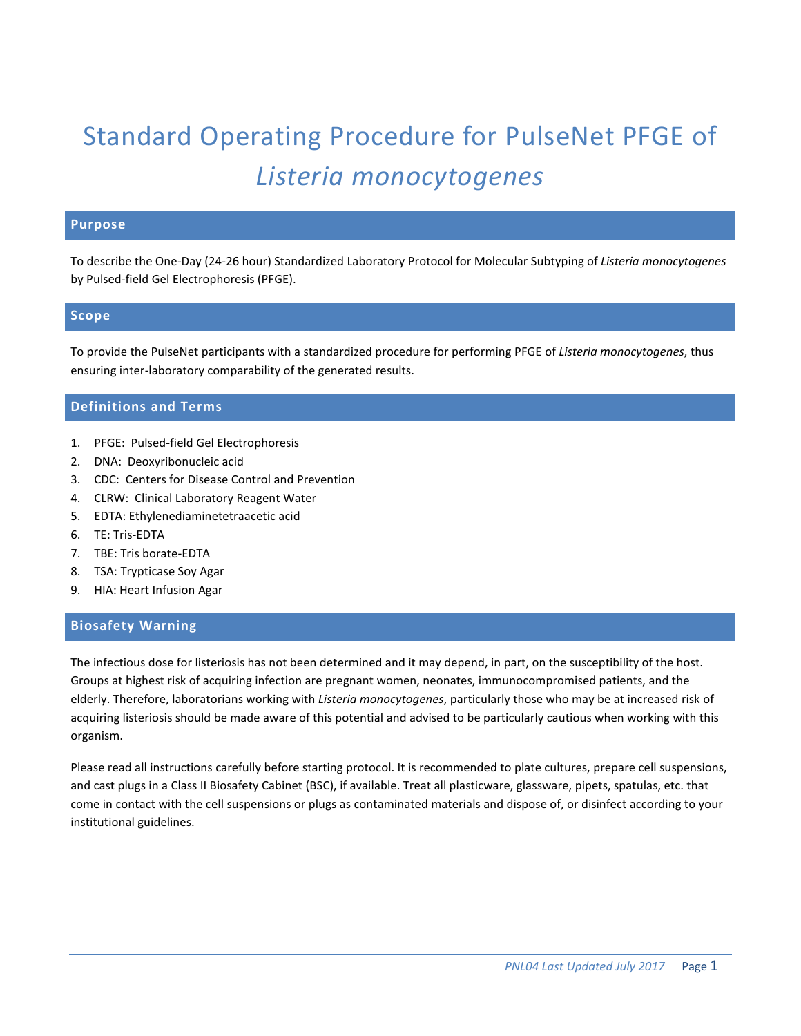# Standard Operating Procedure for PulseNet PFGE of *Listeria monocytogenes*

## Purpose

To describe the One-Day (24-26 hour) Standardized Laboratory Protocol for Molecular Subtyping of *Listeria monocytogenes* by Pulsed-field Gel Electrophoresis (PFGE).

## Scope

To provide the PulseNet participants with a standardized procedure for performing PFGE of *Listeria monocytogenes*, thus ensuring inter-laboratory comparability of the generated results.

## Definitions and Terms

1. PFGE: Pulsed-field Gel Electrophoresis
2. DNA: Deoxyribonucleic acid
3. CDC: Centers for Disease Control and Prevention
4. CLRW: Clinical Laboratory Reagent Water
5. EDTA: Ethylenediaminetetraacetic acid
6. TE: Tris-EDTA
7. TBE: Tris borate-EDTA
8. TSA: Trypticase Soy Agar
9. HIA: Heart Infusion Agar

## Biosafety Warning

The infectious dose for listeriosis has not been determined and it may depend, in part, on the susceptibility of the host. Groups at highest risk of acquiring infection are pregnant women, neonates, immunocompromised patients, and the elderly. Therefore, laboratorians working with *Listeria monocytogenes*, particularly those who may be at increased risk of acquiring listeriosis should be made aware of this potential and advised to be particularly cautious when working with this organism.

Please read all instructions carefully before starting protocol. It is recommended to plate cultures, prepare cell suspensions, and cast plugs in a Class II Biosafety Cabinet (BSC), if available. Treat all plasticware, glassware, pipets, spatulas, etc. that come in contact with the cell suspensions or plugs as contaminated materials and dispose of, or disinfect according to your institutional guidelines.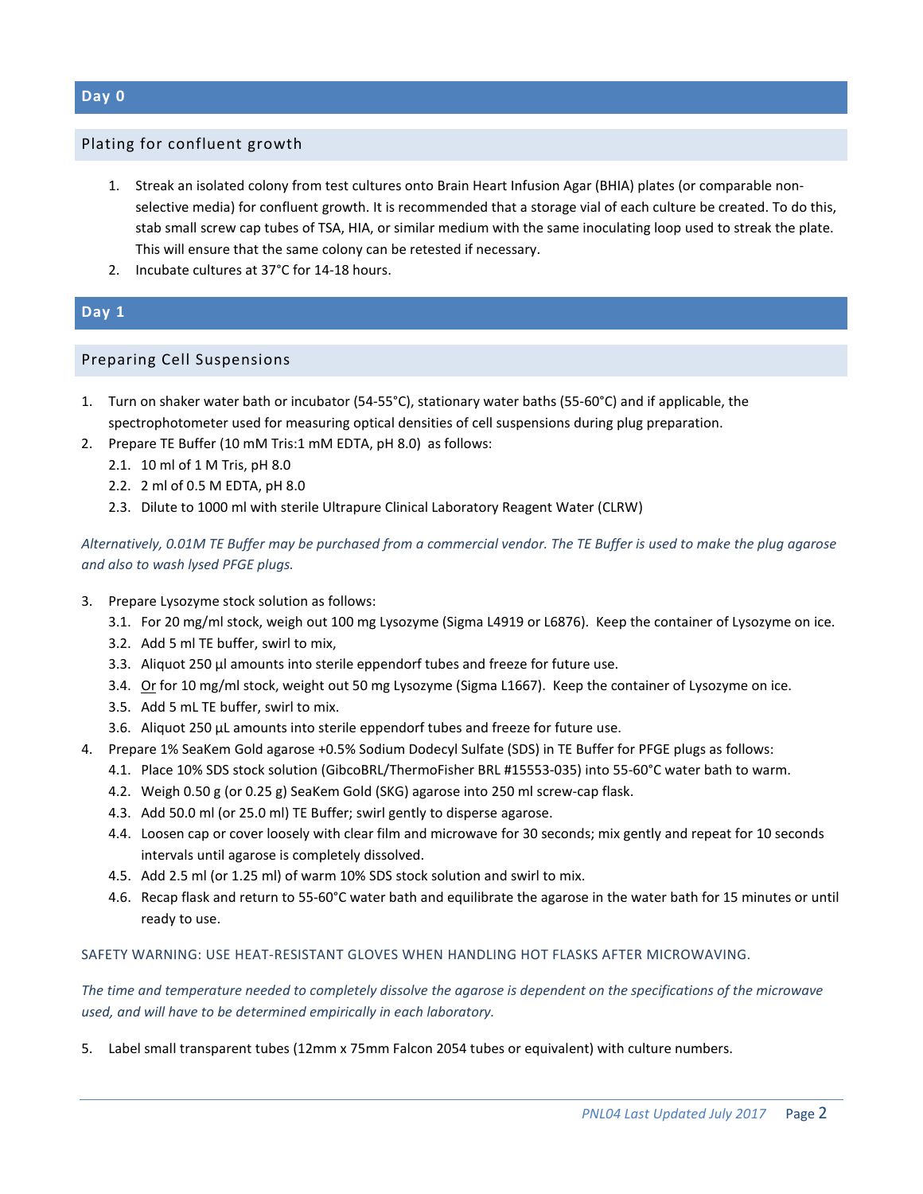## Day 0

### Plating for confluent growth

1. Streak an isolated colony from test cultures onto Brain Heart Infusion Agar (BHIA) plates (or comparable non-selective media) for confluent growth. It is recommended that a storage vial of each culture be created. To do this, stab small screw cap tubes of TSA, HIA, or similar medium with the same inoculating loop used to streak the plate. This will ensure that the same colony can be retested if necessary.
2. Incubate cultures at 37°C for 14-18 hours.

## Day 1

### Preparing Cell Suspensions

1. Turn on shaker water bath or incubator (54-55°C), stationary water baths (55-60°C) and if applicable, the spectrophotometer used for measuring optical densities of cell suspensions during plug preparation.
2. Prepare TE Buffer (10 mM Tris:1 mM EDTA, pH 8.0) as follows:
   - 2.1. 10 ml of 1 M Tris, pH 8.0
   - 2.2. 2 ml of 0.5 M EDTA, pH 8.0
   - 2.3. Dilute to 1000 ml with sterile Ultrapure Clinical Laboratory Reagent Water (CLRW)

*Alternatively, 0.01M TE Buffer may be purchased from a commercial vendor. The TE Buffer is used to make the plug agarose and also to wash lysed PFGE plugs.*

3. Prepare Lysozyme stock solution as follows:
   - 3.1. For 20 mg/ml stock, weigh out 100 mg Lysozyme (Sigma L4919 or L6876). Keep the container of Lysozyme on ice.
   - 3.2. Add 5 ml TE buffer, swirl to mix,
   - 3.3. Aliquot 250 µl amounts into sterile eppendorf tubes and freeze for future use.
   - 3.4. Or for 10 mg/ml stock, weight out 50 mg Lysozyme (Sigma L1667). Keep the container of Lysozyme on ice.
   - 3.5. Add 5 mL TE buffer, swirl to mix.
   - 3.6. Aliquot 250 µL amounts into sterile eppendorf tubes and freeze for future use.
4. Prepare 1% SeaKem Gold agarose +0.5% Sodium Dodecyl Sulfate (SDS) in TE Buffer for PFGE plugs as follows:
   - 4.1. Place 10% SDS stock solution (GibcoBRL/ThermoFisher BRL #15553-035) into 55-60°C water bath to warm.
   - 4.2. Weigh 0.50 g (or 0.25 g) SeaKem Gold (SKG) agarose into 250 ml screw-cap flask.
   - 4.3. Add 50.0 ml (or 25.0 ml) TE Buffer; swirl gently to disperse agarose.
   - 4.4. Loosen cap or cover loosely with clear film and microwave for 30 seconds; mix gently and repeat for 10 seconds intervals until agarose is completely dissolved.
   - 4.5. Add 2.5 ml (or 1.25 ml) of warm 10% SDS stock solution and swirl to mix.
   - 4.6. Recap flask and return to 55-60°C water bath and equilibrate the agarose in the water bath for 15 minutes or until ready to use.

SAFETY WARNING: USE HEAT-RESISTANT GLOVES WHEN HANDLING HOT FLASKS AFTER MICROWAVING.

*The time and temperature needed to completely dissolve the agarose is dependent on the specifications of the microwave used, and will have to be determined empirically in each laboratory.*

5. Label small transparent tubes (12mm x 75mm Falcon 2054 tubes or equivalent) with culture numbers.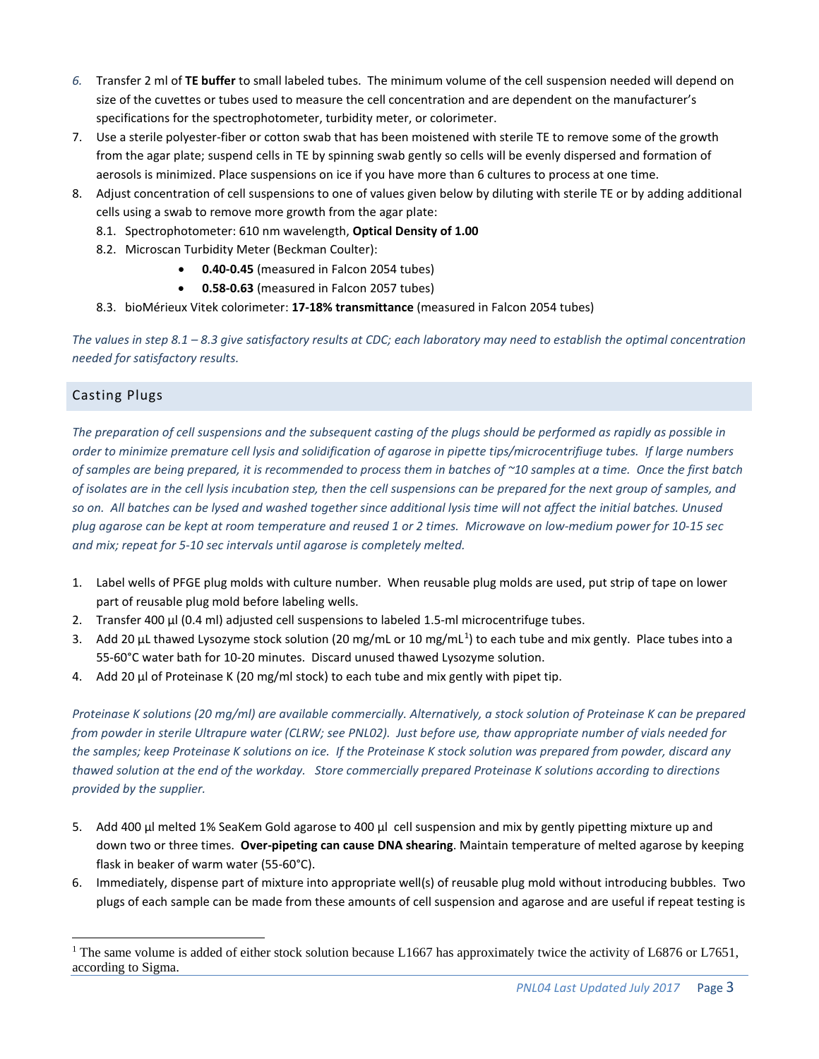6. Transfer 2 ml of **TE buffer** to small labeled tubes. The minimum volume of the cell suspension needed will depend on size of the cuvettes or tubes used to measure the cell concentration and are dependent on the manufacturer's specifications for the spectrophotometer, turbidity meter, or colorimeter.
7. Use a sterile polyester-fiber or cotton swab that has been moistened with sterile TE to remove some of the growth from the agar plate; suspend cells in TE by spinning swab gently so cells will be evenly dispersed and formation of aerosols is minimized. Place suspensions on ice if you have more than 6 cultures to process at one time.
8. Adjust concentration of cell suspensions to one of values given below by diluting with sterile TE or by adding additional cells using a swab to remove more growth from the agar plate:
   8.1. Spectrophotometer: 610 nm wavelength, **Optical Density of 1.00**
   8.2. Microscan Turbidity Meter (Beckman Coulter):
   - **0.40-0.45** (measured in Falcon 2054 tubes)
   - **0.58-0.63** (measured in Falcon 2057 tubes)

   8.3. bioMérieux Vitek colorimeter: **17-18% transmittance** (measured in Falcon 2054 tubes)

*The values in step 8.1 – 8.3 give satisfactory results at CDC; each laboratory may need to establish the optimal concentration needed for satisfactory results.*

## Casting Plugs

*The preparation of cell suspensions and the subsequent casting of the plugs should be performed as rapidly as possible in order to minimize premature cell lysis and solidification of agarose in pipette tips/microcentrifiuge tubes. If large numbers of samples are being prepared, it is recommended to process them in batches of ~10 samples at a time. Once the first batch of isolates are in the cell lysis incubation step, then the cell suspensions can be prepared for the next group of samples, and so on. All batches can be lysed and washed together since additional lysis time will not affect the initial batches. Unused plug agarose can be kept at room temperature and reused 1 or 2 times. Microwave on low-medium power for 10-15 sec and mix; repeat for 5-10 sec intervals until agarose is completely melted.*

1. Label wells of PFGE plug molds with culture number. When reusable plug molds are used, put strip of tape on lower part of reusable plug mold before labeling wells.
2. Transfer 400 µl (0.4 ml) adjusted cell suspensions to labeled 1.5-ml microcentrifuge tubes.
3. Add 20 µL thawed Lysozyme stock solution (20 mg/mL or 10 mg/mL[1]) to each tube and mix gently. Place tubes into a 55-60°C water bath for 10-20 minutes. Discard unused thawed Lysozyme solution.
4. Add 20 µl of Proteinase K (20 mg/ml stock) to each tube and mix gently with pipet tip.

*Proteinase K solutions (20 mg/ml) are available commercially. Alternatively, a stock solution of Proteinase K can be prepared from powder in sterile Ultrapure water (CLRW; see PNL02). Just before use, thaw appropriate number of vials needed for the samples; keep Proteinase K solutions on ice. If the Proteinase K stock solution was prepared from powder, discard any thawed solution at the end of the workday. Store commercially prepared Proteinase K solutions according to directions provided by the supplier.*

5. Add 400 µl melted 1% SeaKem Gold agarose to 400 µl cell suspension and mix by gently pipetting mixture up and down two or three times. **Over-pipeting can cause DNA shearing**. Maintain temperature of melted agarose by keeping flask in beaker of warm water (55-60°C).
6. Immediately, dispense part of mixture into appropriate well(s) of reusable plug mold without introducing bubbles. Two plugs of each sample can be made from these amounts of cell suspension and agarose and are useful if repeat testing is

[1] The same volume is added of either stock solution because L1667 has approximately twice the activity of L6876 or L7651, according to Sigma.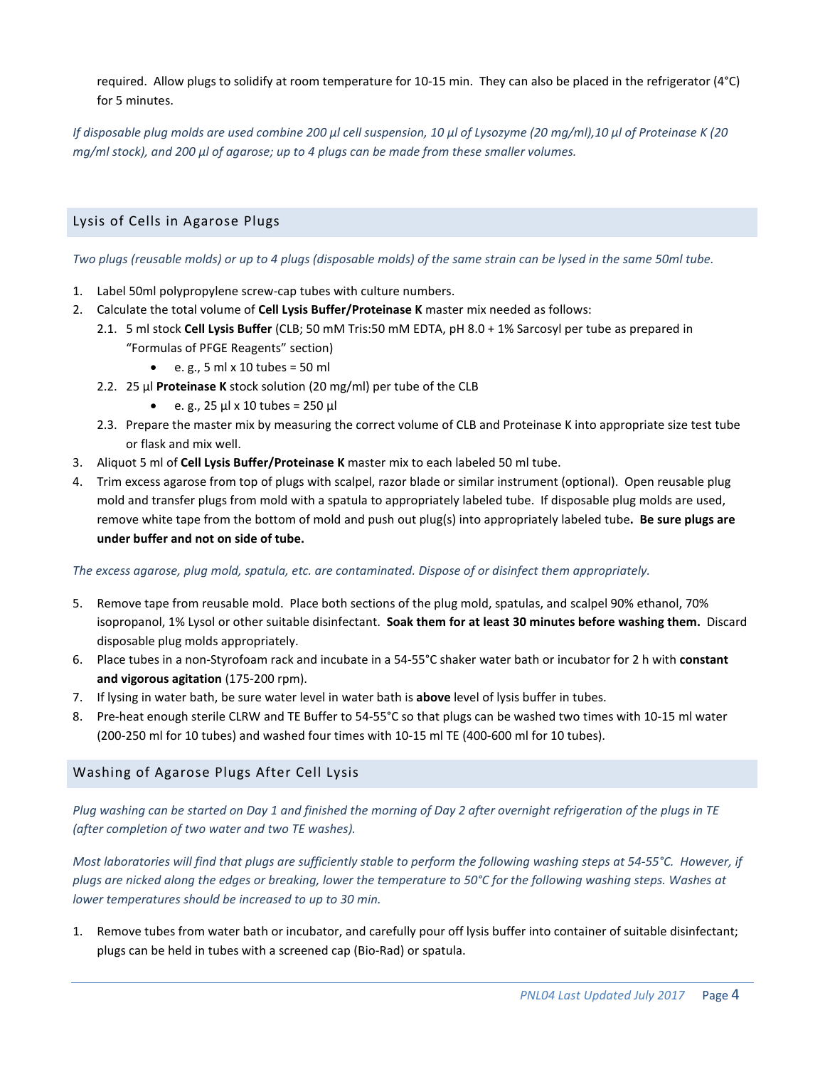required. Allow plugs to solidify at room temperature for 10-15 min. They can also be placed in the refrigerator (4°C) for 5 minutes.

*If disposable plug molds are used combine 200 µl cell suspension, 10 µl of Lysozyme (20 mg/ml),10 µl of Proteinase K (20 mg/ml stock), and 200 µl of agarose; up to 4 plugs can be made from these smaller volumes.*

## Lysis of Cells in Agarose Plugs

*Two plugs (reusable molds) or up to 4 plugs (disposable molds) of the same strain can be lysed in the same 50ml tube.*

1. Label 50ml polypropylene screw-cap tubes with culture numbers.
2. Calculate the total volume of **Cell Lysis Buffer/Proteinase K** master mix needed as follows:
   - 2.1. 5 ml stock **Cell Lysis Buffer** (CLB; 50 mM Tris:50 mM EDTA, pH 8.0 + 1% Sarcosyl per tube as prepared in "Formulas of PFGE Reagents" section)
     - e. g., 5 ml x 10 tubes = 50 ml
   - 2.2. 25 µl **Proteinase K** stock solution (20 mg/ml) per tube of the CLB
     - e. g., 25 µl x 10 tubes = 250 µl
   - 2.3. Prepare the master mix by measuring the correct volume of CLB and Proteinase K into appropriate size test tube or flask and mix well.
3. Aliquot 5 ml of **Cell Lysis Buffer/Proteinase K** master mix to each labeled 50 ml tube.
4. Trim excess agarose from top of plugs with scalpel, razor blade or similar instrument (optional). Open reusable plug mold and transfer plugs from mold with a spatula to appropriately labeled tube. If disposable plug molds are used, remove white tape from the bottom of mold and push out plug(s) into appropriately labeled tube**. Be sure plugs are under buffer and not on side of tube.**

*The excess agarose, plug mold, spatula, etc. are contaminated. Dispose of or disinfect them appropriately.*

5. Remove tape from reusable mold. Place both sections of the plug mold, spatulas, and scalpel 90% ethanol, 70% isopropanol, 1% Lysol or other suitable disinfectant. **Soak them for at least 30 minutes before washing them.** Discard disposable plug molds appropriately.
6. Place tubes in a non-Styrofoam rack and incubate in a 54-55°C shaker water bath or incubator for 2 h with **constant and vigorous agitation** (175-200 rpm).
7. If lysing in water bath, be sure water level in water bath is **above** level of lysis buffer in tubes.
8. Pre-heat enough sterile CLRW and TE Buffer to 54-55°C so that plugs can be washed two times with 10-15 ml water (200-250 ml for 10 tubes) and washed four times with 10-15 ml TE (400-600 ml for 10 tubes).

## Washing of Agarose Plugs After Cell Lysis

*Plug washing can be started on Day 1 and finished the morning of Day 2 after overnight refrigeration of the plugs in TE (after completion of two water and two TE washes).*

*Most laboratories will find that plugs are sufficiently stable to perform the following washing steps at 54-55°C. However, if plugs are nicked along the edges or breaking, lower the temperature to 50°C for the following washing steps. Washes at lower temperatures should be increased to up to 30 min.*

1. Remove tubes from water bath or incubator, and carefully pour off lysis buffer into container of suitable disinfectant; plugs can be held in tubes with a screened cap (Bio-Rad) or spatula.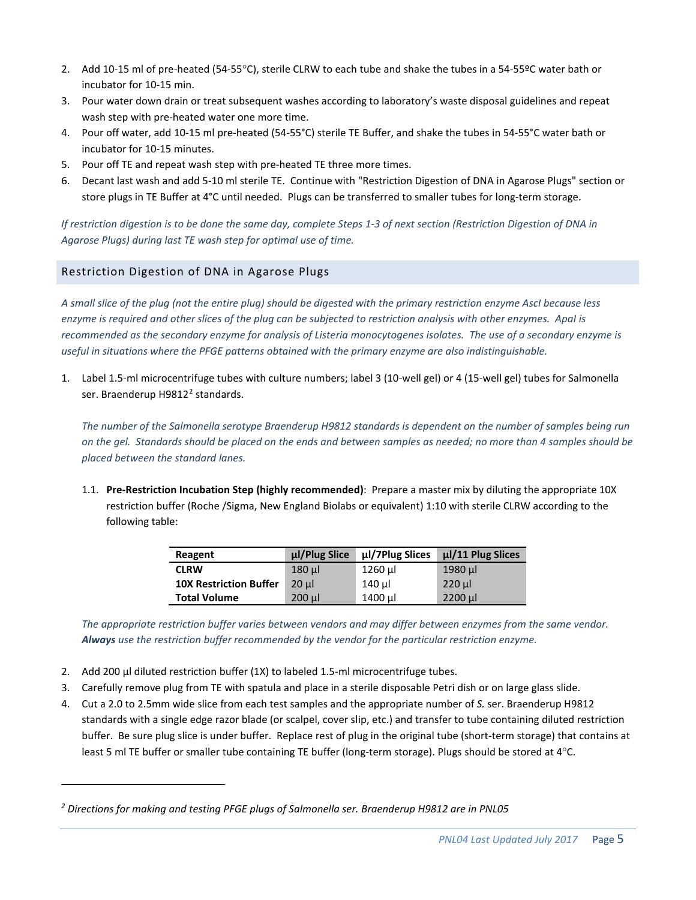2. Add 10-15 ml of pre-heated (54-55°C), sterile CLRW to each tube and shake the tubes in a 54-55ºC water bath or incubator for 10-15 min.
3. Pour water down drain or treat subsequent washes according to laboratory's waste disposal guidelines and repeat wash step with pre-heated water one more time.
4. Pour off water, add 10-15 ml pre-heated (54-55°C) sterile TE Buffer, and shake the tubes in 54-55°C water bath or incubator for 10-15 minutes.
5. Pour off TE and repeat wash step with pre-heated TE three more times.
6. Decant last wash and add 5-10 ml sterile TE. Continue with "Restriction Digestion of DNA in Agarose Plugs" section or store plugs in TE Buffer at 4°C until needed. Plugs can be transferred to smaller tubes for long-term storage.

*If restriction digestion is to be done the same day, complete Steps 1-3 of next section (Restriction Digestion of DNA in Agarose Plugs) during last TE wash step for optimal use of time.*

## Restriction Digestion of DNA in Agarose Plugs

*A small slice of the plug (not the entire plug) should be digested with the primary restriction enzyme AscI because less enzyme is required and other slices of the plug can be subjected to restriction analysis with other enzymes. ApaI is recommended as the secondary enzyme for analysis of Listeria monocytogenes isolates. The use of a secondary enzyme is useful in situations where the PFGE patterns obtained with the primary enzyme are also indistinguishable.*

1. Label 1.5-ml microcentrifuge tubes with culture numbers; label 3 (10-well gel) or 4 (15-well gel) tubes for Salmonella ser. Braenderup H9812[2] standards.

   *The number of the Salmonella serotype Braenderup H9812 standards is dependent on the number of samples being run on the gel. Standards should be placed on the ends and between samples as needed; no more than 4 samples should be placed between the standard lanes.*

   1.1. **Pre-Restriction Incubation Step (highly recommended)**: Prepare a master mix by diluting the appropriate 10X restriction buffer (Roche /Sigma, New England Biolabs or equivalent) 1:10 with sterile CLRW according to the following table:

| Reagent | µl/Plug Slice | µl/7Plug Slices | µl/11 Plug Slices |
|---|---|---|---|
| **CLRW** | 180 µl | 1260 µl | 1980 µl |
| **10X Restriction Buffer** | 20 µl | 140 µl | 220 µl |
| **Total Volume** | 200 µl | 1400 µl | 2200 µl |

*The appropriate restriction buffer varies between vendors and may differ between enzymes from the same vendor. **Always** use the restriction buffer recommended by the vendor for the particular restriction enzyme.*

2. Add 200 µl diluted restriction buffer (1X) to labeled 1.5-ml microcentrifuge tubes.
3. Carefully remove plug from TE with spatula and place in a sterile disposable Petri dish or on large glass slide.
4. Cut a 2.0 to 2.5mm wide slice from each test samples and the appropriate number of *S.* ser. Braenderup H9812 standards with a single edge razor blade (or scalpel, cover slip, etc.) and transfer to tube containing diluted restriction buffer. Be sure plug slice is under buffer. Replace rest of plug in the original tube (short-term storage) that contains at least 5 ml TE buffer or smaller tube containing TE buffer (long-term storage). Plugs should be stored at 4°C.

---

[2] *Directions for making and testing PFGE plugs of Salmonella ser. Braenderup H9812 are in PNL05*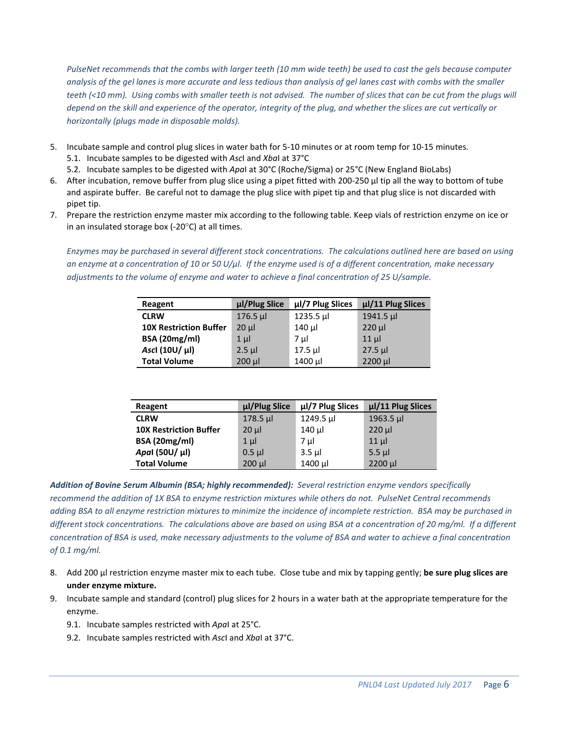*PulseNet recommends that the combs with larger teeth (10 mm wide teeth) be used to cast the gels because computer analysis of the gel lanes is more accurate and less tedious than analysis of gel lanes cast with combs with the smaller teeth (<10 mm). Using combs with smaller teeth is not advised. The number of slices that can be cut from the plugs will depend on the skill and experience of the operator, integrity of the plug, and whether the slices are cut vertically or horizontally (plugs made in disposable molds).*

5. Incubate sample and control plug slices in water bath for 5-10 minutes or at room temp for 10-15 minutes.
   5.1. Incubate samples to be digested with *Asc*I and *Xba*I at 37°C
   5.2. Incubate samples to be digested with *Apa*I at 30°C (Roche/Sigma) or 25°C (New England BioLabs)
6. After incubation, remove buffer from plug slice using a pipet fitted with 200-250 µl tip all the way to bottom of tube and aspirate buffer. Be careful not to damage the plug slice with pipet tip and that plug slice is not discarded with pipet tip.
7. Prepare the restriction enzyme master mix according to the following table. Keep vials of restriction enzyme on ice or in an insulated storage box (-20°C) at all times.

   *Enzymes may be purchased in several different stock concentrations. The calculations outlined here are based on using an enzyme at a concentration of 10 or 50 U/µl. If the enzyme used is of a different concentration, make necessary adjustments to the volume of enzyme and water to achieve a final concentration of 25 U/sample.*

| Reagent | µl/Plug Slice | µl/7 Plug Slices | µl/11 Plug Slices |
|---|---|---|---|
| **CLRW** | 176.5 µl | 1235.5 µl | 1941.5 µl |
| **10X Restriction Buffer** | 20 µl | 140 µl | 220 µl |
| **BSA (20mg/ml)** | 1 µl | 7 µl | 11 µl |
| ***Asc*I (10U/ µl)** | 2.5 µl | 17.5 µl | 27.5 µl |
| **Total Volume** | 200 µl | 1400 µl | 2200 µl |

| Reagent | µl/Plug Slice | µl/7 Plug Slices | µl/11 Plug Slices |
|---|---|---|---|
| **CLRW** | 178.5 µl | 1249.5 µl | 1963.5 µl |
| **10X Restriction Buffer** | 20 µl | 140 µl | 220 µl |
| **BSA (20mg/ml)** | 1 µl | 7 µl | 11 µl |
| ***Apa*I (50U/ µl)** | 0.5 µl | 3.5 µl | 5.5 µl |
| **Total Volume** | 200 µl | 1400 µl | 2200 µl |

***Addition of Bovine Serum Albumin (BSA; highly recommended):*** *Several restriction enzyme vendors specifically recommend the addition of 1X BSA to enzyme restriction mixtures while others do not. PulseNet Central recommends adding BSA to all enzyme restriction mixtures to minimize the incidence of incomplete restriction. BSA may be purchased in different stock concentrations. The calculations above are based on using BSA at a concentration of 20 mg/ml. If a different concentration of BSA is used, make necessary adjustments to the volume of BSA and water to achieve a final concentration of 0.1 mg/ml.*

8. Add 200 µl restriction enzyme master mix to each tube. Close tube and mix by tapping gently; **be sure plug slices are under enzyme mixture.**
9. Incubate sample and standard (control) plug slices for 2 hours in a water bath at the appropriate temperature for the enzyme.
   9.1. Incubate samples restricted with *Apa*I at 25°C.
   9.2. Incubate samples restricted with *Asc*I and *Xba*I at 37°C.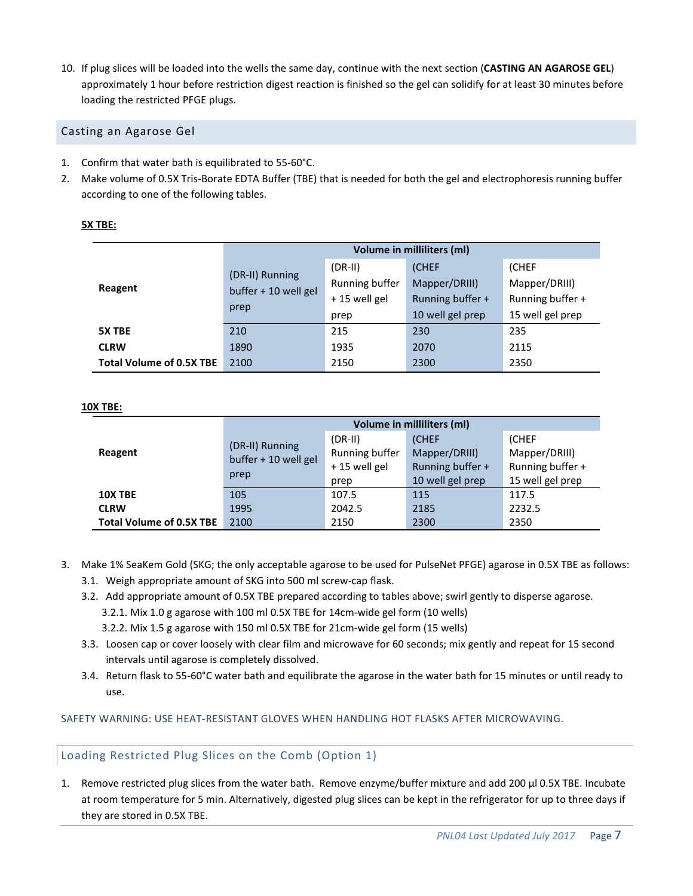10. If plug slices will be loaded into the wells the same day, continue with the next section (**CASTING AN AGAROSE GEL**) approximately 1 hour before restriction digest reaction is finished so the gel can solidify for at least 30 minutes before loading the restricted PFGE plugs.

## Casting an Agarose Gel

1. Confirm that water bath is equilibrated to 55-60°C.
2. Make volume of 0.5X Tris-Borate EDTA Buffer (TBE) that is needed for both the gel and electrophoresis running buffer according to one of the following tables.

**5X TBE:**

| Reagent | Volume in milliliters (ml) | | | |
|---|---|---|---|---|
| | (DR-II) Running buffer + 10 well gel prep | (DR-II) Running buffer + 15 well gel prep | (CHEF Mapper/DRIII) Running buffer + 10 well gel prep | (CHEF Mapper/DRIII) Running buffer + 15 well gel prep |
| **5X TBE** | 210 | 215 | 230 | 235 |
| **CLRW** | 1890 | 1935 | 2070 | 2115 |
| **Total Volume of 0.5X TBE** | 2100 | 2150 | 2300 | 2350 |

**10X TBE:**

| Reagent | Volume in milliliters (ml) | | | |
|---|---|---|---|---|
| | (DR-II) Running buffer + 10 well gel prep | (DR-II) Running buffer + 15 well gel prep | (CHEF Mapper/DRIII) Running buffer + 10 well gel prep | (CHEF Mapper/DRIII) Running buffer + 15 well gel prep |
| **10X TBE** | 105 | 107.5 | 115 | 117.5 |
| **CLRW** | 1995 | 2042.5 | 2185 | 2232.5 |
| **Total Volume of 0.5X TBE** | 2100 | 2150 | 2300 | 2350 |

3. Make 1% SeaKem Gold (SKG; the only acceptable agarose to be used for PulseNet PFGE) agarose in 0.5X TBE as follows:
   - 3.1. Weigh appropriate amount of SKG into 500 ml screw-cap flask.
   - 3.2. Add appropriate amount of 0.5X TBE prepared according to tables above; swirl gently to disperse agarose.
     - 3.2.1. Mix 1.0 g agarose with 100 ml 0.5X TBE for 14cm-wide gel form (10 wells)
     - 3.2.2. Mix 1.5 g agarose with 150 ml 0.5X TBE for 21cm-wide gel form (15 wells)
   - 3.3. Loosen cap or cover loosely with clear film and microwave for 60 seconds; mix gently and repeat for 15 second intervals until agarose is completely dissolved.
   - 3.4. Return flask to 55-60°C water bath and equilibrate the agarose in the water bath for 15 minutes or until ready to use.

SAFETY WARNING: USE HEAT-RESISTANT GLOVES WHEN HANDLING HOT FLASKS AFTER MICROWAVING.

## Loading Restricted Plug Slices on the Comb (Option 1)

1. Remove restricted plug slices from the water bath. Remove enzyme/buffer mixture and add 200 µl 0.5X TBE. Incubate at room temperature for 5 min. Alternatively, digested plug slices can be kept in the refrigerator for up to three days if they are stored in 0.5X TBE.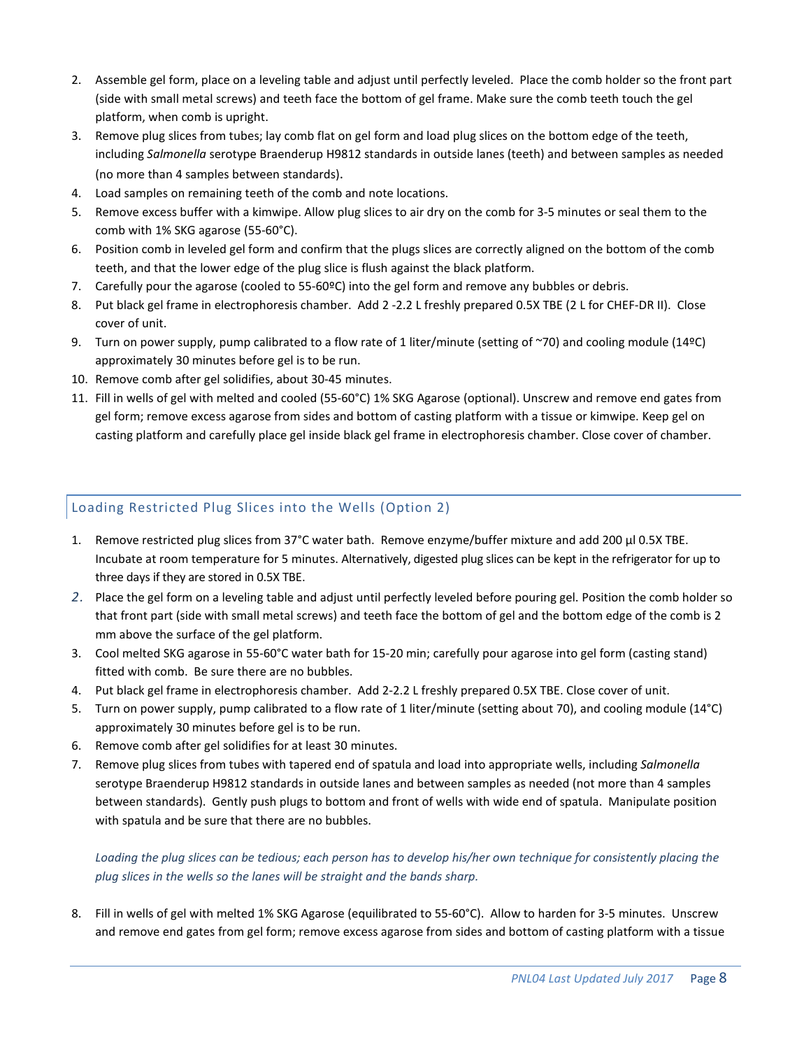2. Assemble gel form, place on a leveling table and adjust until perfectly leveled. Place the comb holder so the front part (side with small metal screws) and teeth face the bottom of gel frame. Make sure the comb teeth touch the gel platform, when comb is upright.
3. Remove plug slices from tubes; lay comb flat on gel form and load plug slices on the bottom edge of the teeth, including *Salmonella* serotype Braenderup H9812 standards in outside lanes (teeth) and between samples as needed (no more than 4 samples between standards).
4. Load samples on remaining teeth of the comb and note locations.
5. Remove excess buffer with a kimwipe. Allow plug slices to air dry on the comb for 3-5 minutes or seal them to the comb with 1% SKG agarose (55-60°C).
6. Position comb in leveled gel form and confirm that the plugs slices are correctly aligned on the bottom of the comb teeth, and that the lower edge of the plug slice is flush against the black platform.
7. Carefully pour the agarose (cooled to 55-60ºC) into the gel form and remove any bubbles or debris.
8. Put black gel frame in electrophoresis chamber. Add 2 -2.2 L freshly prepared 0.5X TBE (2 L for CHEF-DR II). Close cover of unit.
9. Turn on power supply, pump calibrated to a flow rate of 1 liter/minute (setting of ~70) and cooling module (14ºC) approximately 30 minutes before gel is to be run.
10. Remove comb after gel solidifies, about 30-45 minutes.
11. Fill in wells of gel with melted and cooled (55-60°C) 1% SKG Agarose (optional). Unscrew and remove end gates from gel form; remove excess agarose from sides and bottom of casting platform with a tissue or kimwipe. Keep gel on casting platform and carefully place gel inside black gel frame in electrophoresis chamber. Close cover of chamber.

## Loading Restricted Plug Slices into the Wells (Option 2)

1. Remove restricted plug slices from 37°C water bath. Remove enzyme/buffer mixture and add 200 µl 0.5X TBE. Incubate at room temperature for 5 minutes. Alternatively, digested plug slices can be kept in the refrigerator for up to three days if they are stored in 0.5X TBE.
2. Place the gel form on a leveling table and adjust until perfectly leveled before pouring gel. Position the comb holder so that front part (side with small metal screws) and teeth face the bottom of gel and the bottom edge of the comb is 2 mm above the surface of the gel platform.
3. Cool melted SKG agarose in 55-60°C water bath for 15-20 min; carefully pour agarose into gel form (casting stand) fitted with comb. Be sure there are no bubbles.
4. Put black gel frame in electrophoresis chamber. Add 2-2.2 L freshly prepared 0.5X TBE. Close cover of unit.
5. Turn on power supply, pump calibrated to a flow rate of 1 liter/minute (setting about 70), and cooling module (14°C) approximately 30 minutes before gel is to be run.
6. Remove comb after gel solidifies for at least 30 minutes.
7. Remove plug slices from tubes with tapered end of spatula and load into appropriate wells, including *Salmonella* serotype Braenderup H9812 standards in outside lanes and between samples as needed (not more than 4 samples between standards). Gently push plugs to bottom and front of wells with wide end of spatula. Manipulate position with spatula and be sure that there are no bubbles.

   *Loading the plug slices can be tedious; each person has to develop his/her own technique for consistently placing the plug slices in the wells so the lanes will be straight and the bands sharp.*

8. Fill in wells of gel with melted 1% SKG Agarose (equilibrated to 55-60°C). Allow to harden for 3-5 minutes. Unscrew and remove end gates from gel form; remove excess agarose from sides and bottom of casting platform with a tissue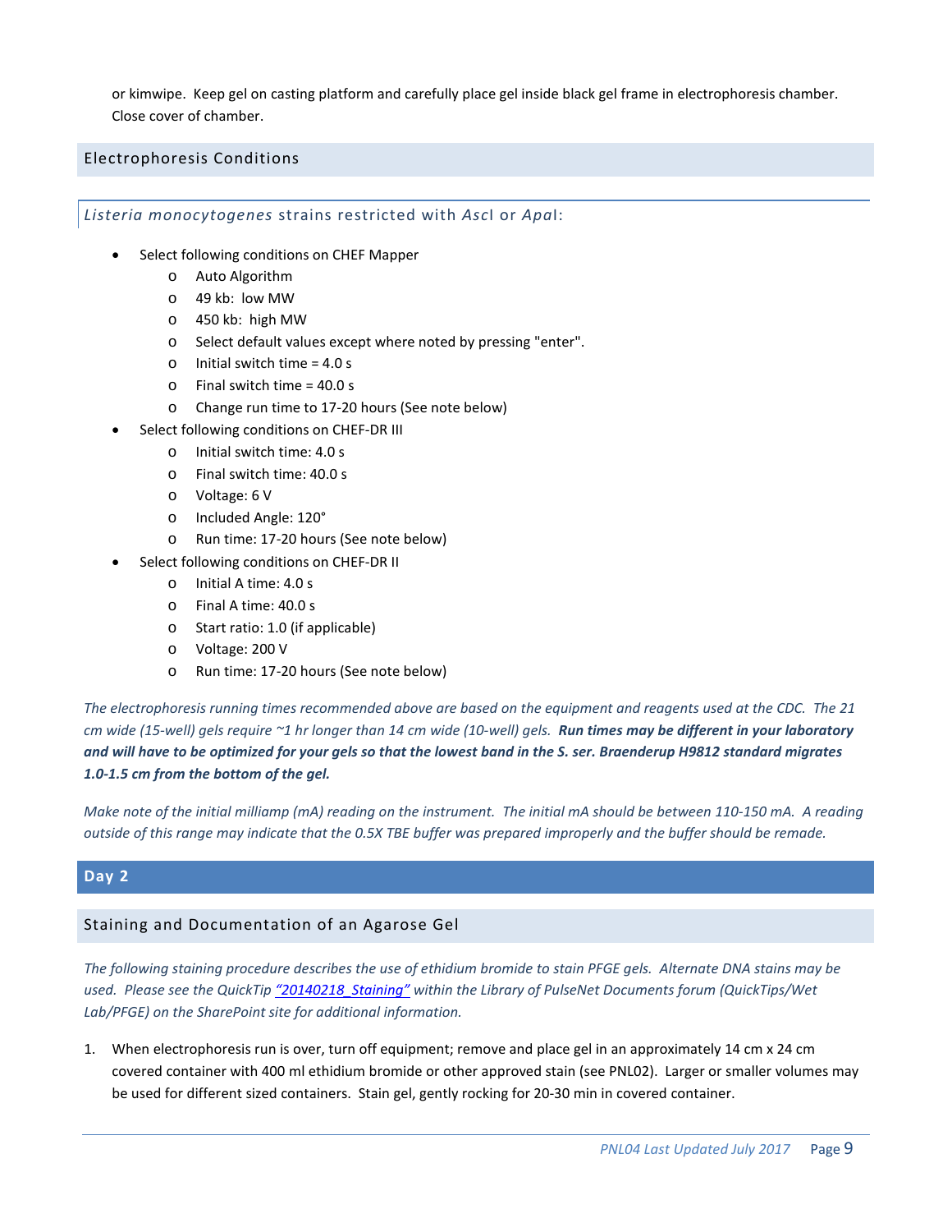or kimwipe. Keep gel on casting platform and carefully place gel inside black gel frame in electrophoresis chamber. Close cover of chamber.

## Electrophoresis Conditions

### *Listeria monocytogenes* strains restricted with *Asc*I or *Apa*I:

- Select following conditions on CHEF Mapper
  - Auto Algorithm
  - 49 kb: low MW
  - 450 kb: high MW
  - Select default values except where noted by pressing "enter".
  - Initial switch time = 4.0 s
  - Final switch time = 40.0 s
  - Change run time to 17-20 hours (See note below)
- Select following conditions on CHEF-DR III
  - Initial switch time: 4.0 s
  - Final switch time: 40.0 s
  - Voltage: 6 V
  - Included Angle: 120°
  - Run time: 17-20 hours (See note below)
- Select following conditions on CHEF-DR II
  - Initial A time: 4.0 s
  - Final A time: 40.0 s
  - Start ratio: 1.0 (if applicable)
  - Voltage: 200 V
  - Run time: 17-20 hours (See note below)

*The electrophoresis running times recommended above are based on the equipment and reagents used at the CDC. The 21 cm wide (15-well) gels require ~1 hr longer than 14 cm wide (10-well) gels.* ***Run times may be different in your laboratory and will have to be optimized for your gels so that the lowest band in the S. ser. Braenderup H9812 standard migrates 1.0-1.5 cm from the bottom of the gel.***

*Make note of the initial milliamp (mA) reading on the instrument. The initial mA should be between 110-150 mA. A reading outside of this range may indicate that the 0.5X TBE buffer was prepared improperly and the buffer should be remade.*

## Day 2

### Staining and Documentation of an Agarose Gel

*The following staining procedure describes the use of ethidium bromide to stain PFGE gels. Alternate DNA stains may be used. Please see the QuickTip "20140218_Staining" within the Library of PulseNet Documents forum (QuickTips/Wet Lab/PFGE) on the SharePoint site for additional information.*

1. When electrophoresis run is over, turn off equipment; remove and place gel in an approximately 14 cm x 24 cm covered container with 400 ml ethidium bromide or other approved stain (see PNL02). Larger or smaller volumes may be used for different sized containers. Stain gel, gently rocking for 20-30 min in covered container.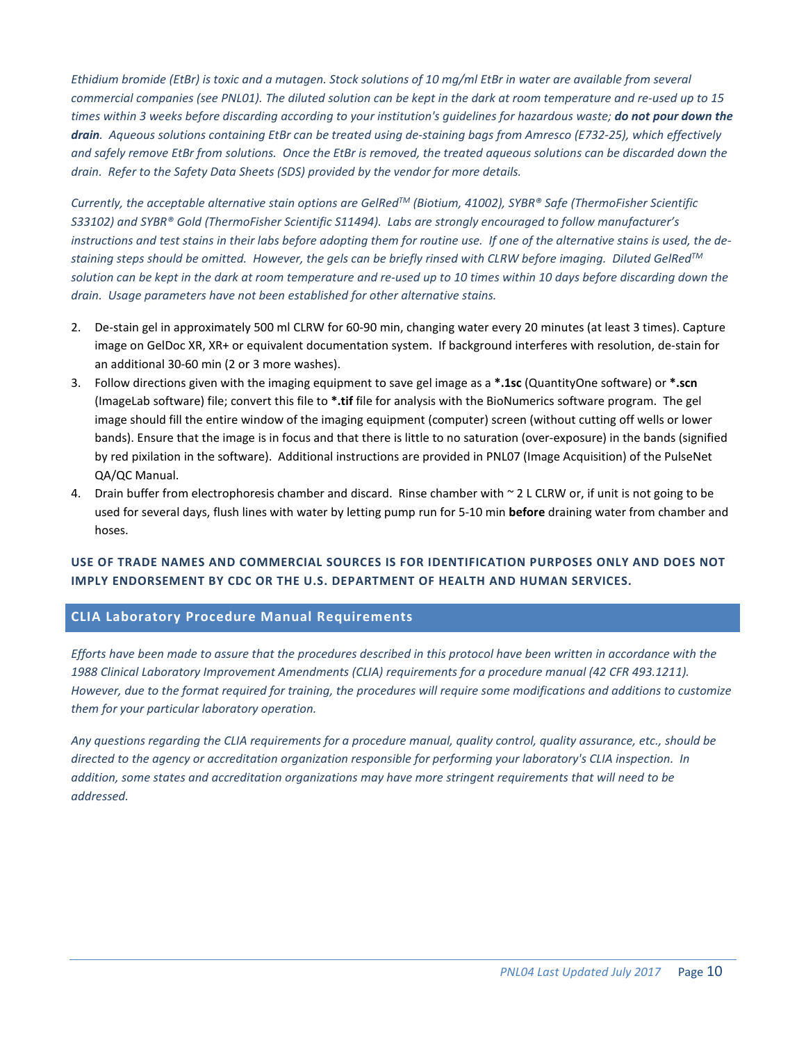*Ethidium bromide (EtBr) is toxic and a mutagen. Stock solutions of 10 mg/ml EtBr in water are available from several commercial companies (see PNL01). The diluted solution can be kept in the dark at room temperature and re-used up to 15 times within 3 weeks before discarding according to your institution's guidelines for hazardous waste;* ***do not pour down the drain****. Aqueous solutions containing EtBr can be treated using de-staining bags from Amresco (E732-25), which effectively and safely remove EtBr from solutions. Once the EtBr is removed, the treated aqueous solutions can be discarded down the drain. Refer to the Safety Data Sheets (SDS) provided by the vendor for more details.*

*Currently, the acceptable alternative stain options are GelRed™ (Biotium, 41002), SYBR® Safe (ThermoFisher Scientific S33102) and SYBR® Gold (ThermoFisher Scientific S11494). Labs are strongly encouraged to follow manufacturer's instructions and test stains in their labs before adopting them for routine use. If one of the alternative stains is used, the de-staining steps should be omitted. However, the gels can be briefly rinsed with CLRW before imaging. Diluted GelRed™ solution can be kept in the dark at room temperature and re-used up to 10 times within 10 days before discarding down the drain. Usage parameters have not been established for other alternative stains.*

2. De-stain gel in approximately 500 ml CLRW for 60-90 min, changing water every 20 minutes (at least 3 times). Capture image on GelDoc XR, XR+ or equivalent documentation system. If background interferes with resolution, de-stain for an additional 30-60 min (2 or 3 more washes).
3. Follow directions given with the imaging equipment to save gel image as a **\*.1sc** (QuantityOne software) or **\*.scn** (ImageLab software) file; convert this file to **\*.tif** file for analysis with the BioNumerics software program. The gel image should fill the entire window of the imaging equipment (computer) screen (without cutting off wells or lower bands). Ensure that the image is in focus and that there is little to no saturation (over-exposure) in the bands (signified by red pixilation in the software). Additional instructions are provided in PNL07 (Image Acquisition) of the PulseNet QA/QC Manual.
4. Drain buffer from electrophoresis chamber and discard. Rinse chamber with ~ 2 L CLRW or, if unit is not going to be used for several days, flush lines with water by letting pump run for 5-10 min **before** draining water from chamber and hoses.

**USE OF TRADE NAMES AND COMMERCIAL SOURCES IS FOR IDENTIFICATION PURPOSES ONLY AND DOES NOT IMPLY ENDORSEMENT BY CDC OR THE U.S. DEPARTMENT OF HEALTH AND HUMAN SERVICES.**

## CLIA Laboratory Procedure Manual Requirements

*Efforts have been made to assure that the procedures described in this protocol have been written in accordance with the 1988 Clinical Laboratory Improvement Amendments (CLIA) requirements for a procedure manual (42 CFR 493.1211). However, due to the format required for training, the procedures will require some modifications and additions to customize them for your particular laboratory operation.*

*Any questions regarding the CLIA requirements for a procedure manual, quality control, quality assurance, etc., should be directed to the agency or accreditation organization responsible for performing your laboratory's CLIA inspection. In addition, some states and accreditation organizations may have more stringent requirements that will need to be addressed.*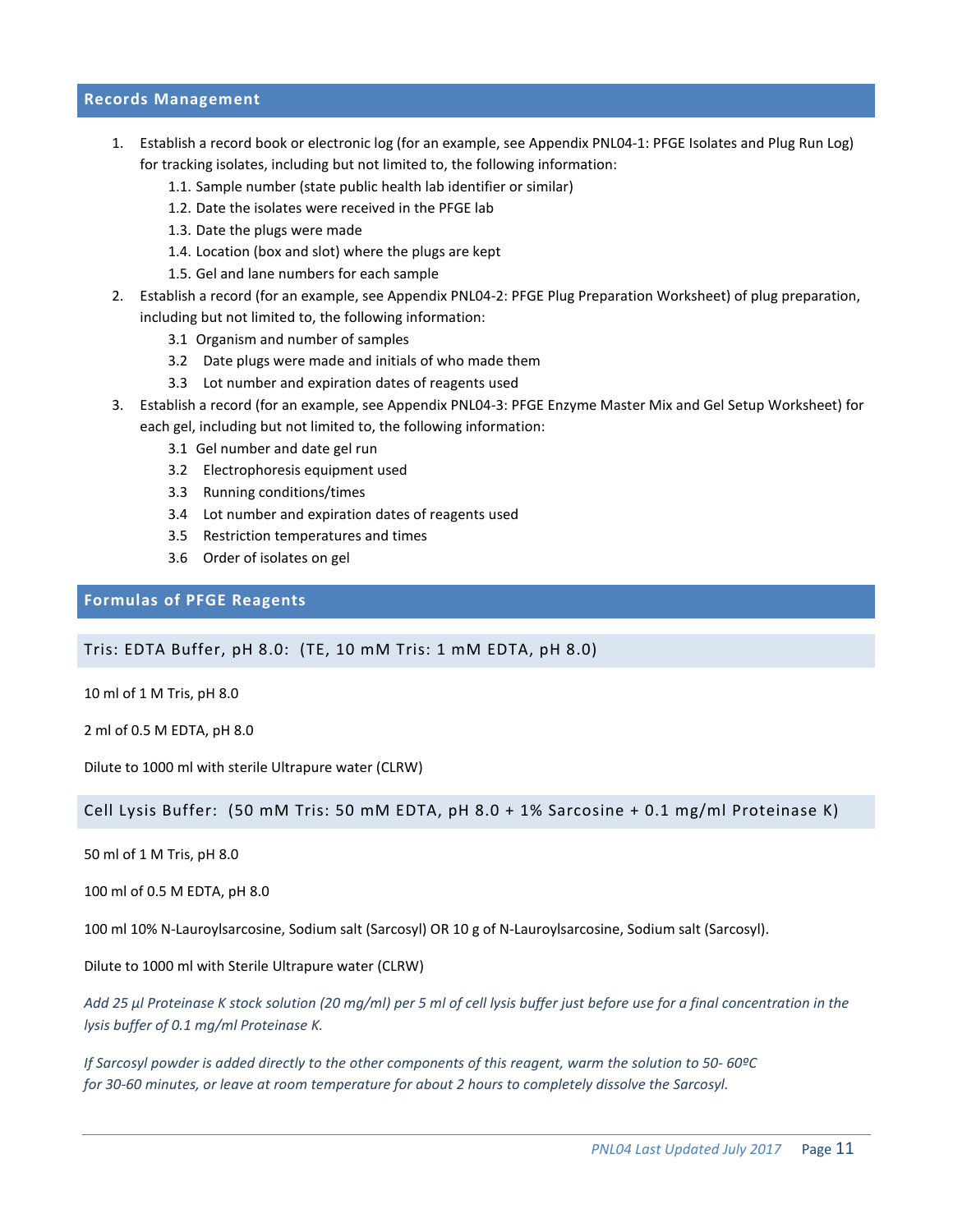## Records Management

1. Establish a record book or electronic log (for an example, see Appendix PNL04-1: PFGE Isolates and Plug Run Log) for tracking isolates, including but not limited to, the following information:
    - 1.1. Sample number (state public health lab identifier or similar)
    - 1.2. Date the isolates were received in the PFGE lab
    - 1.3. Date the plugs were made
    - 1.4. Location (box and slot) where the plugs are kept
    - 1.5. Gel and lane numbers for each sample
2. Establish a record (for an example, see Appendix PNL04-2: PFGE Plug Preparation Worksheet) of plug preparation, including but not limited to, the following information:
    - 3.1 Organism and number of samples
    - 3.2 Date plugs were made and initials of who made them
    - 3.3 Lot number and expiration dates of reagents used
3. Establish a record (for an example, see Appendix PNL04-3: PFGE Enzyme Master Mix and Gel Setup Worksheet) for each gel, including but not limited to, the following information:
    - 3.1 Gel number and date gel run
    - 3.2 Electrophoresis equipment used
    - 3.3 Running conditions/times
    - 3.4 Lot number and expiration dates of reagents used
    - 3.5 Restriction temperatures and times
    - 3.6 Order of isolates on gel

## Formulas of PFGE Reagents

### Tris: EDTA Buffer, pH 8.0: (TE, 10 mM Tris: 1 mM EDTA, pH 8.0)

10 ml of 1 M Tris, pH 8.0

2 ml of 0.5 M EDTA, pH 8.0

Dilute to 1000 ml with sterile Ultrapure water (CLRW)

### Cell Lysis Buffer: (50 mM Tris: 50 mM EDTA, pH 8.0 + 1% Sarcosine + 0.1 mg/ml Proteinase K)

50 ml of 1 M Tris, pH 8.0

100 ml of 0.5 M EDTA, pH 8.0

100 ml 10% N-Lauroylsarcosine, Sodium salt (Sarcosyl) OR 10 g of N-Lauroylsarcosine, Sodium salt (Sarcosyl).

Dilute to 1000 ml with Sterile Ultrapure water (CLRW)

*Add 25 µl Proteinase K stock solution (20 mg/ml) per 5 ml of cell lysis buffer just before use for a final concentration in the lysis buffer of 0.1 mg/ml Proteinase K.*

*If Sarcosyl powder is added directly to the other components of this reagent, warm the solution to 50- 60ºC for 30-60 minutes, or leave at room temperature for about 2 hours to completely dissolve the Sarcosyl.*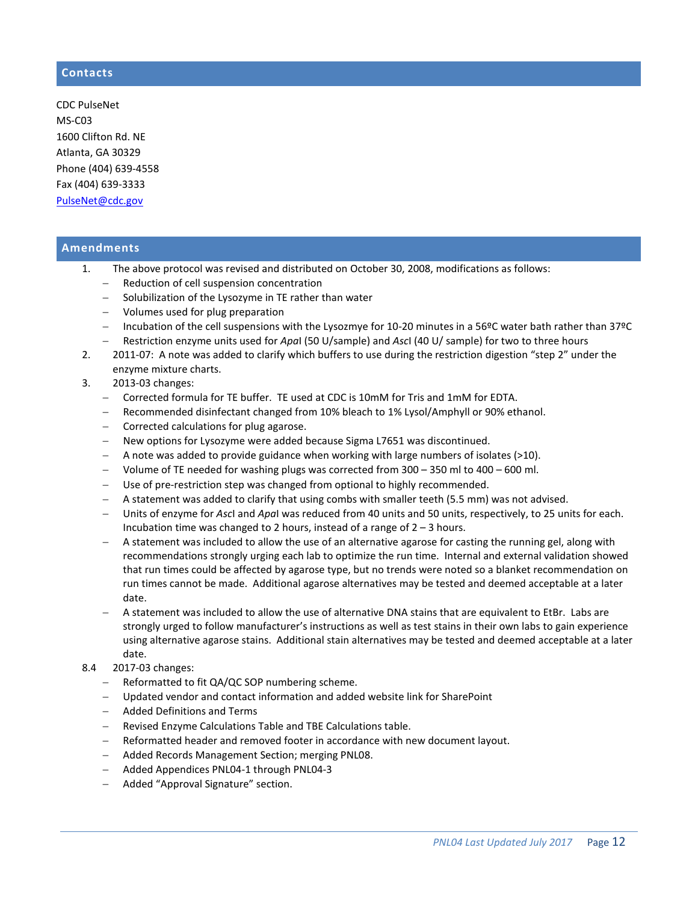## Contacts

CDC PulseNet
MS-C03
1600 Clifton Rd. NE
Atlanta, GA 30329
Phone (404) 639-4558
Fax (404) 639-3333
PulseNet@cdc.gov

## Amendments

1. The above protocol was revised and distributed on October 30, 2008, modifications as follows:
   - Reduction of cell suspension concentration
   - Solubilization of the Lysozyme in TE rather than water
   - Volumes used for plug preparation
   - Incubation of the cell suspensions with the Lysozmye for 10-20 minutes in a 56ºC water bath rather than 37ºC
   - Restriction enzyme units used for *Apa*I (50 U/sample) and *Asc*I (40 U/ sample) for two to three hours
2. 2011-07: A note was added to clarify which buffers to use during the restriction digestion "step 2" under the enzyme mixture charts.
3. 2013-03 changes:
   - Corrected formula for TE buffer. TE used at CDC is 10mM for Tris and 1mM for EDTA.
   - Recommended disinfectant changed from 10% bleach to 1% Lysol/Amphyll or 90% ethanol.
   - Corrected calculations for plug agarose.
   - New options for Lysozyme were added because Sigma L7651 was discontinued.
   - A note was added to provide guidance when working with large numbers of isolates (>10).
   - Volume of TE needed for washing plugs was corrected from 300 – 350 ml to 400 – 600 ml.
   - Use of pre-restriction step was changed from optional to highly recommended.
   - A statement was added to clarify that using combs with smaller teeth (5.5 mm) was not advised.
   - Units of enzyme for *Asc*I and *Apa*I was reduced from 40 units and 50 units, respectively, to 25 units for each. Incubation time was changed to 2 hours, instead of a range of 2 – 3 hours.
   - A statement was included to allow the use of an alternative agarose for casting the running gel, along with recommendations strongly urging each lab to optimize the run time. Internal and external validation showed that run times could be affected by agarose type, but no trends were noted so a blanket recommendation on run times cannot be made. Additional agarose alternatives may be tested and deemed acceptable at a later date.
   - A statement was included to allow the use of alternative DNA stains that are equivalent to EtBr. Labs are strongly urged to follow manufacturer's instructions as well as test stains in their own labs to gain experience using alternative agarose stains. Additional stain alternatives may be tested and deemed acceptable at a later date.

8.4 2017-03 changes:
   - Reformatted to fit QA/QC SOP numbering scheme.
   - Updated vendor and contact information and added website link for SharePoint
   - Added Definitions and Terms
   - Revised Enzyme Calculations Table and TBE Calculations table.
   - Reformatted header and removed footer in accordance with new document layout.
   - Added Records Management Section; merging PNL08.
   - Added Appendices PNL04-1 through PNL04-3
   - Added "Approval Signature" section.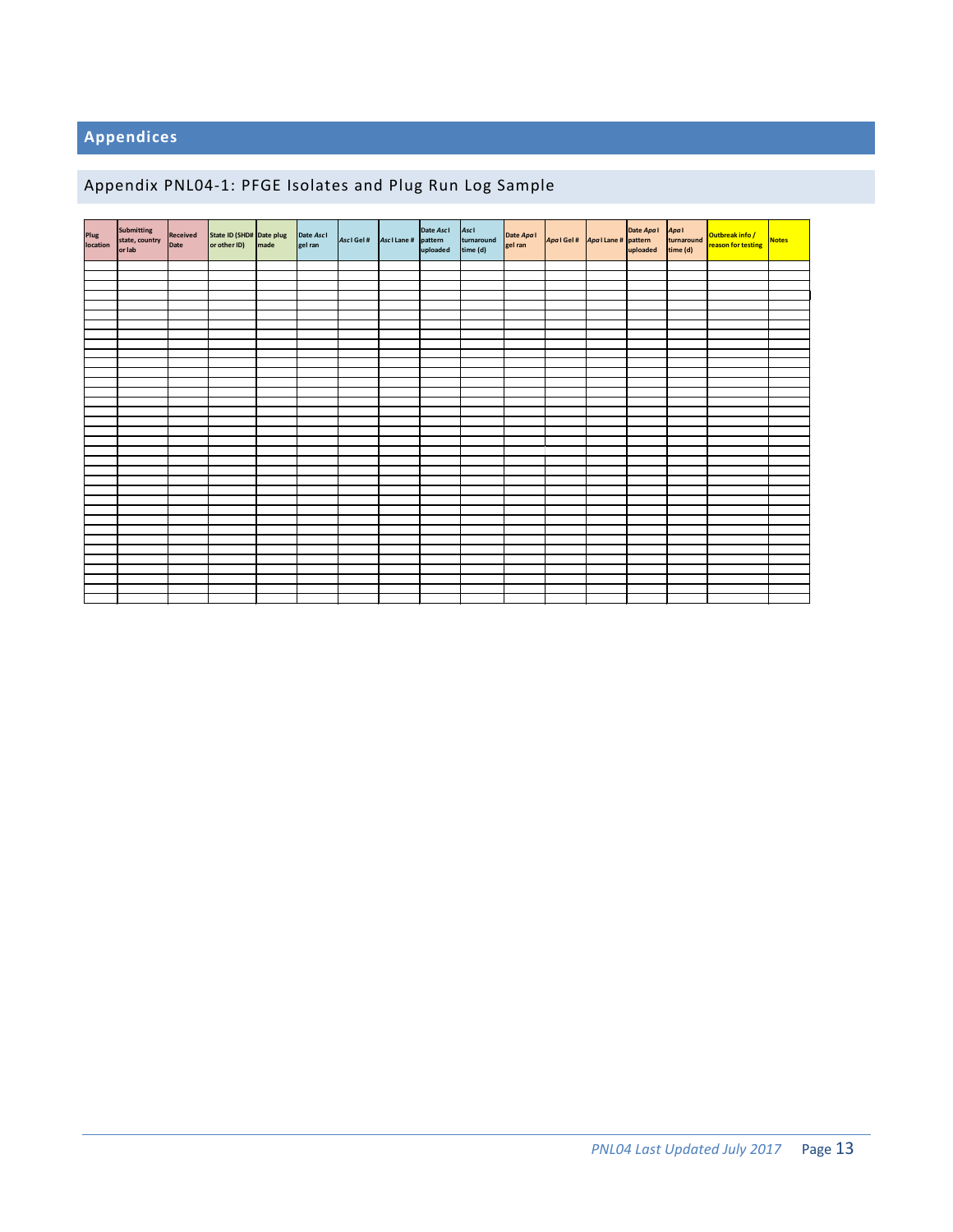# Appendices

## Appendix PNL04-1: PFGE Isolates and Plug Run Log Sample

| Plug location | Submitting state, country or lab | Received Date | State ID (SHD# or other ID) | Date plug made | Date *Asc* I gel ran | *Asc* I Gel # | *Asc* I Lane # | Date *Asc* I pattern uploaded | *Asc* I turnaround time (d) | Date *Apa* I gel ran | *Apa* I Gel # | *Apa* I Lane # | Date *Apa* I pattern uploaded | *Apa* I turnaround time (d) | Outbreak info / reason for testing | Notes |
|---|---|---|---|---|---|---|---|---|---|---|---|---|---|---|---|---|
| | | | | | | | | | | | | | | | | |
| | | | | | | | | | | | | | | | | |
| | | | | | | | | | | | | | | | | |
| | | | | | | | | | | | | | | | | |
| | | | | | | | | | | | | | | | | |
| | | | | | | | | | | | | | | | | |
| | | | | | | | | | | | | | | | | |
| | | | | | | | | | | | | | | | | |
| | | | | | | | | | | | | | | | | |
| | | | | | | | | | | | | | | | | |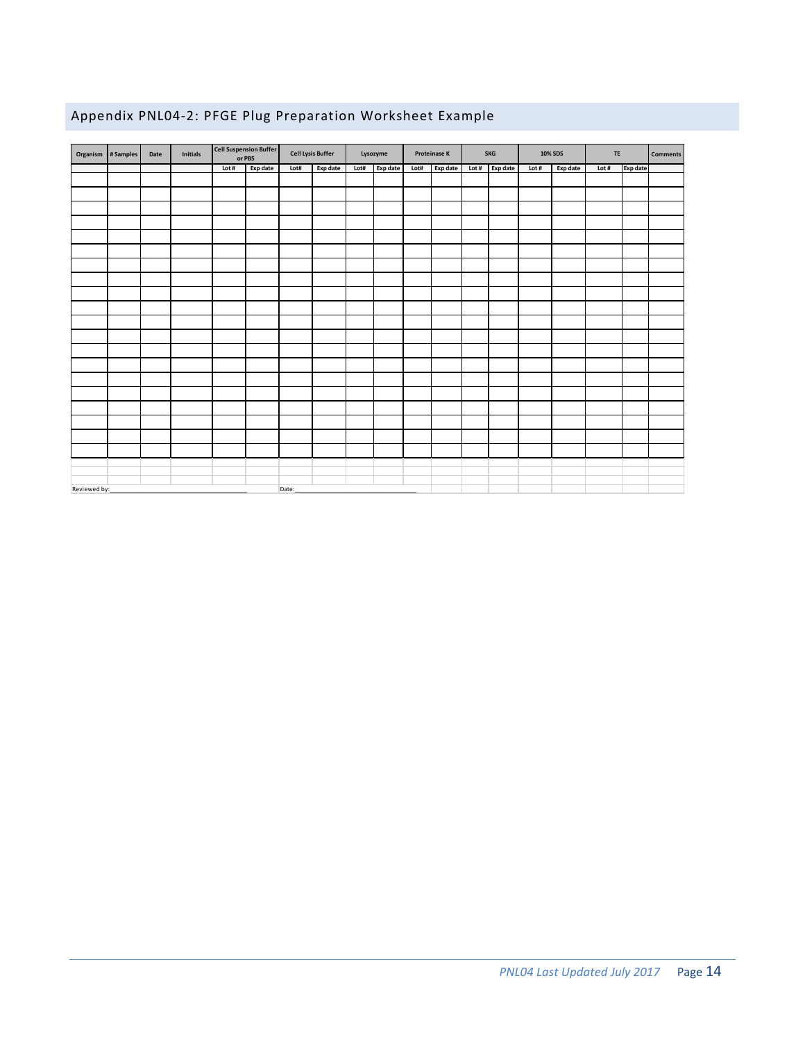## Appendix PNL04-2: PFGE Plug Preparation Worksheet Example

| Organism | # Samples | Date | Initials | Cell Suspension Buffer or PBS | | Cell Lysis Buffer | | Lysozyme | | Proteinase K | | SKG | | 10% SDS | | TE | | Comments |
|---|---|---|---|---|---|---|---|---|---|---|---|---|---|---|---|---|---|---|
| | | | | Lot # | Exp date | Lot# | Exp date | Lot# | Exp date | Lot# | Exp date | Lot # | Exp date | Lot # | Exp date | Lot # | Exp date | |
| | | | | | | | | | | | | | | | | | | |
| | | | | | | | | | | | | | | | | | | |
| | | | | | | | | | | | | | | | | | | |
| | | | | | | | | | | | | | | | | | | |
| | | | | | | | | | | | | | | | | | | |
| | | | | | | | | | | | | | | | | | | |
| | | | | | | | | | | | | | | | | | | |
| | | | | | | | | | | | | | | | | | | |
| | | | | | | | | | | | | | | | | | | |
| | | | | | | | | | | | | | | | | | | |
| | | | | | | | | | | | | | | | | | | |
| | | | | | | | | | | | | | | | | | | |
| | | | | | | | | | | | | | | | | | | |
| | | | | | | | | | | | | | | | | | | |
| | | | | | | | | | | | | | | | | | | |
| | | | | | | | | | | | | | | | | | | |
| | | | | | | | | | | | | | | | | | | |
| | | | | | | | | | | | | | | | | | | |
| | | | | | | | | | | | | | | | | | | |
| | | | | | | | | | | | | | | | | | | |

Reviewed by:\_\_\_\_\_\_\_\_\_\_\_\_\_\_\_\_\_\_\_\_\_\_\_\_\_\_\_\_ Date:\_\_\_\_\_\_\_\_\_\_\_\_\_\_\_\_\_\_\_\_\_\_\_\_\_\_\_\_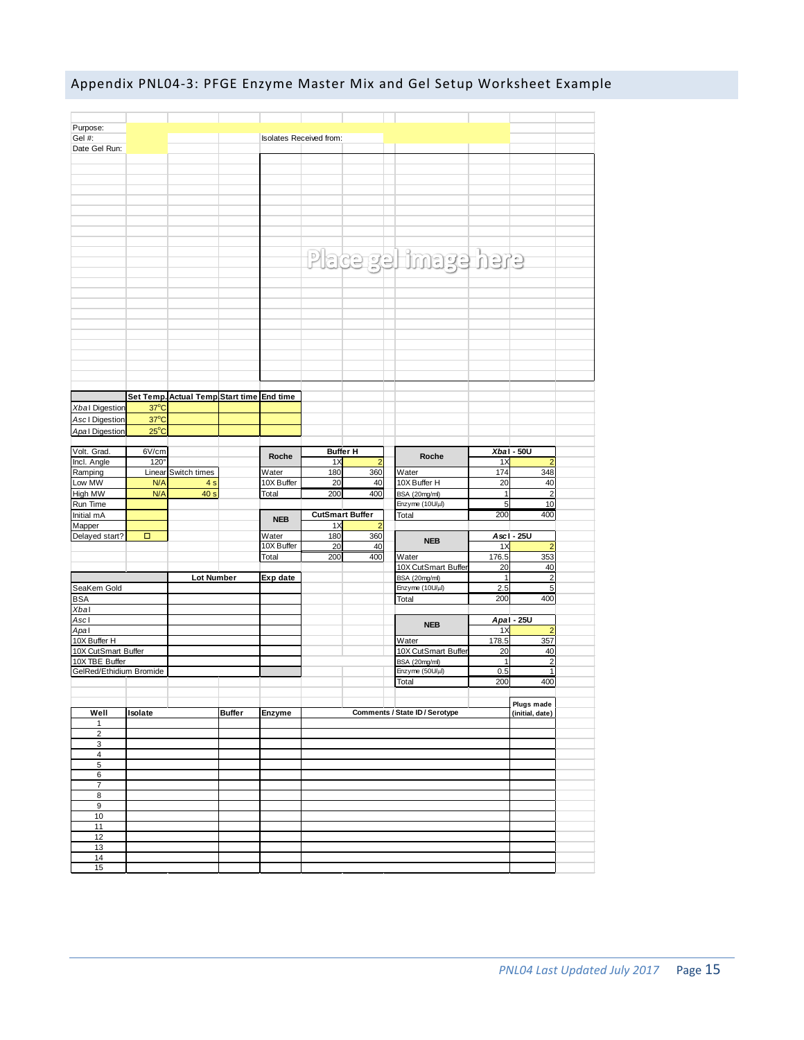## Appendix PNL04-3: PFGE Enzyme Master Mix and Gel Setup Worksheet Example

| | |
|---|---|
| Purpose: | |
| Gel #: | |
| Date Gel Run: | |

Isolates Received from:

Place gel image here

| | Set Temp. | Actual Temp | Start time | End time |
|---|---|---|---|---|
| *Xba* I Digestion | 37°C | | | |
| *Asc* I Digestion | 37°C | | | |
| *Apa* I Digestion | 25°C | | | |

| | | |
|---|---|---|
| Volt. Grad. | 6V/cm | |
| Incl. Angle | 120° | |
| Ramping | Linear | Switch times |
| Low MW | N/A | 4 s |
| High MW | N/A | 40 s |
| Run Time | | |
| Initial mA | | |
| Mapper | | |
| Delayed start? | ☐ | |

| Roche | Buffer H | |
|---|---|---|
| | 1X | 2 |
| Water | 180 | 360 |
| 10X Buffer | 20 | 40 |
| Total | 200 | 400 |

| NEB | CutSmart Buffer | |
|---|---|---|
| | 1X | 2 |
| Water | 180 | 360 |
| 10X Buffer | 20 | 40 |
| Total | 200 | 400 |

| Roche | *Xba* I - 50U | |
|---|---|---|
| | 1X | 2 |
| Water | 174 | 348 |
| 10X Buffer H | 20 | 40 |
| BSA (20mg/ml) | 1 | 2 |
| Enzyme (10U/µl) | 5 | 10 |
| Total | 200 | 400 |

| NEB | *Asc* I - 25U | |
|---|---|---|
| | 1X | 2 |
| Water | 176.5 | 353 |
| 10X CutSmart Buffer | 20 | 40 |
| BSA (20mg/ml) | 1 | 2 |
| Enzyme (10U/µl) | 2.5 | 5 |
| Total | 200 | 400 |

| NEB | *Apa* I - 25U | |
|---|---|---|
| | 1X | 2 |
| Water | 178.5 | 357 |
| 10X CutSmart Buffer | 20 | 40 |
| BSA (20mg/ml) | 1 | 2 |
| Enzyme (50U/µl) | 0.5 | 1 |
| Total | 200 | 400 |

| | Lot Number | Exp date |
|---|---|---|
| SeaKem Gold | | |
| BSA | | |
| *Xba* I | | |
| *Asc* I | | |
| *Apa* I | | |
| 10X Buffer H | | |
| 10X CutSmart Buffer | | |
| 10X TBE Buffer | | |
| GelRed/Ethidium Bromide | | |

| Well | Isolate | Buffer | Enzyme | Comments / State ID / Serotype | Plugs made (initial, date) |
|---|---|---|---|---|---|
| 1 | | | | | |
| 2 | | | | | |
| 3 | | | | | |
| 4 | | | | | |
| 5 | | | | | |
| 6 | | | | | |
| 7 | | | | | |
| 8 | | | | | |
| 9 | | | | | |
| 10 | | | | | |
| 11 | | | | | |
| 12 | | | | | |
| 13 | | | | | |
| 14 | | | | | |
| 15 | | | | | |